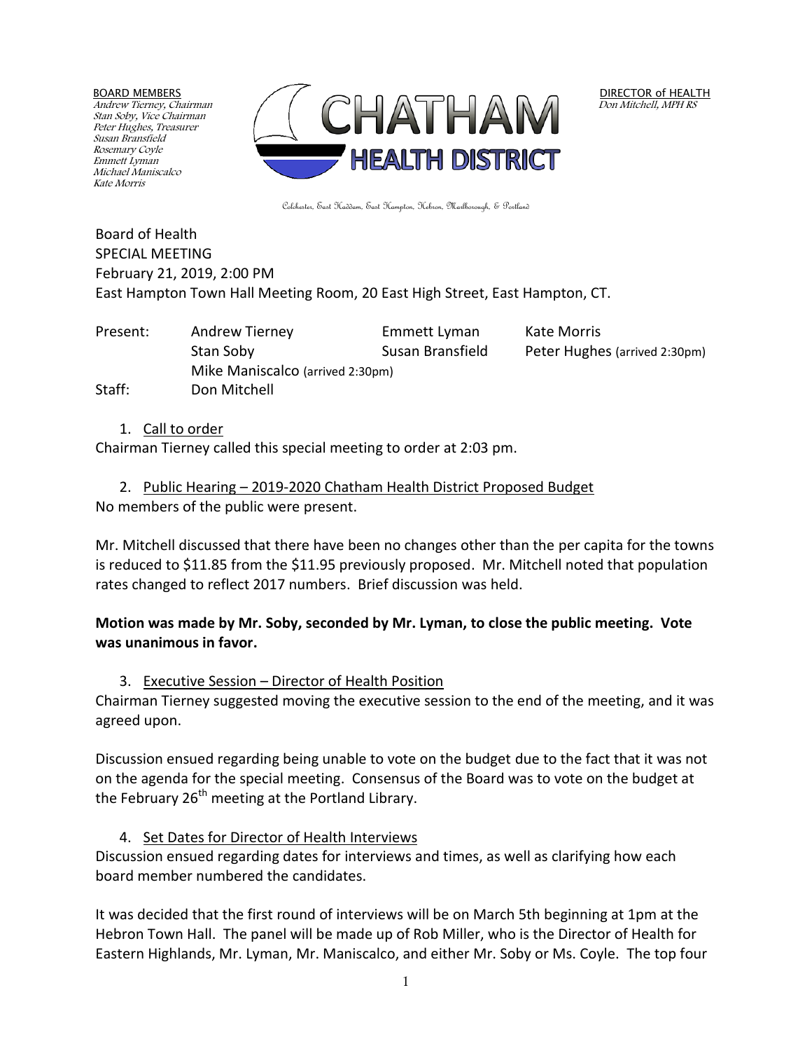BOARD MEMBERS
Andrew Tierney, Chairman
Stan Soby, Vice Chairman
Peter Hughes, Treasurer
Susan Bransfield
Rosemary Coyle
Emmett Lyman
Michael Maniscalco
Kate Morris

# CHATHAM HEALTH DISTRICT

DIRECTOR of HEALTH
Don Mitchell, MPH RS

Colchester, East Haddam, East Hampton, Hebron, Marlborough, & Portland

Board of Health
SPECIAL MEETING
February 21, 2019, 2:00 PM
East Hampton Town Hall Meeting Room, 20 East High Street, East Hampton, CT.

| | | | |
|---|---|---|---|
| Present: | Andrew Tierney | Emmett Lyman | Kate Morris |
| | Stan Soby | Susan Bransfield | Peter Hughes (arrived 2:30pm) |
| | Mike Maniscalco (arrived 2:30pm) | | |
| Staff: | Don Mitchell | | |

1. Call to order

Chairman Tierney called this special meeting to order at 2:03 pm.

2. Public Hearing – 2019-2020 Chatham Health District Proposed Budget

No members of the public were present.

Mr. Mitchell discussed that there have been no changes other than the per capita for the towns is reduced to $11.85 from the $11.95 previously proposed. Mr. Mitchell noted that population rates changed to reflect 2017 numbers. Brief discussion was held.

**Motion was made by Mr. Soby, seconded by Mr. Lyman, to close the public meeting. Vote was unanimous in favor.**

3. Executive Session – Director of Health Position

Chairman Tierney suggested moving the executive session to the end of the meeting, and it was agreed upon.

Discussion ensued regarding being unable to vote on the budget due to the fact that it was not on the agenda for the special meeting. Consensus of the Board was to vote on the budget at the February 26th meeting at the Portland Library.

4. Set Dates for Director of Health Interviews

Discussion ensued regarding dates for interviews and times, as well as clarifying how each board member numbered the candidates.

It was decided that the first round of interviews will be on March 5th beginning at 1pm at the Hebron Town Hall. The panel will be made up of Rob Miller, who is the Director of Health for Eastern Highlands, Mr. Lyman, Mr. Maniscalco, and either Mr. Soby or Ms. Coyle. The top four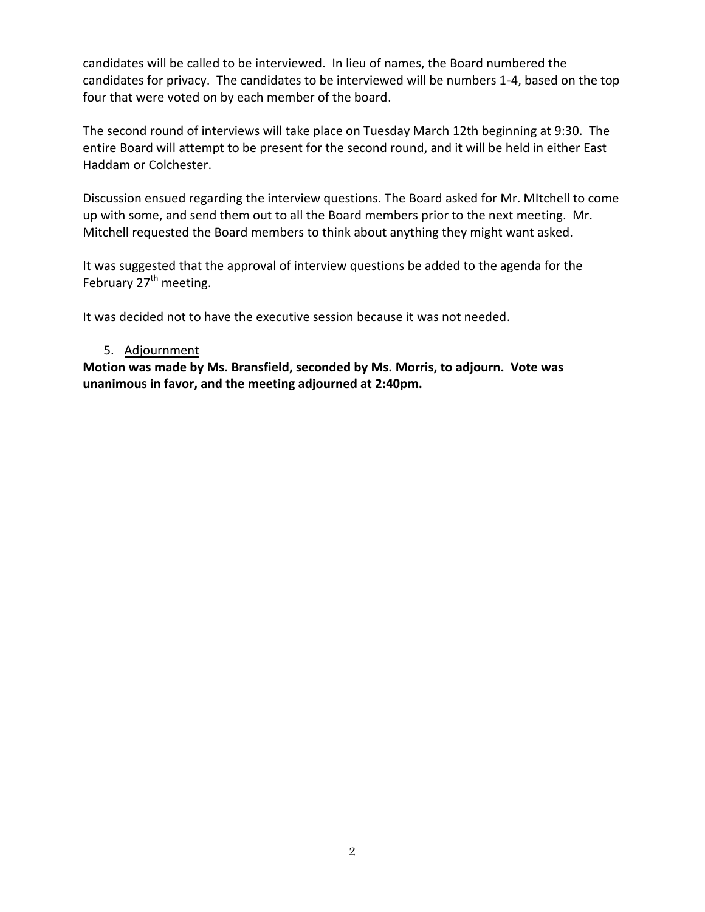candidates will be called to be interviewed. In lieu of names, the Board numbered the candidates for privacy. The candidates to be interviewed will be numbers 1-4, based on the top four that were voted on by each member of the board.

The second round of interviews will take place on Tuesday March 12th beginning at 9:30. The entire Board will attempt to be present for the second round, and it will be held in either East Haddam or Colchester.

Discussion ensued regarding the interview questions. The Board asked for Mr. MItchell to come up with some, and send them out to all the Board members prior to the next meeting. Mr. Mitchell requested the Board members to think about anything they might want asked.

It was suggested that the approval of interview questions be added to the agenda for the February 27th meeting.

It was decided not to have the executive session because it was not needed.

5. <u>Adjournment</u>

**Motion was made by Ms. Bransfield, seconded by Ms. Morris, to adjourn. Vote was unanimous in favor, and the meeting adjourned at 2:40pm.**